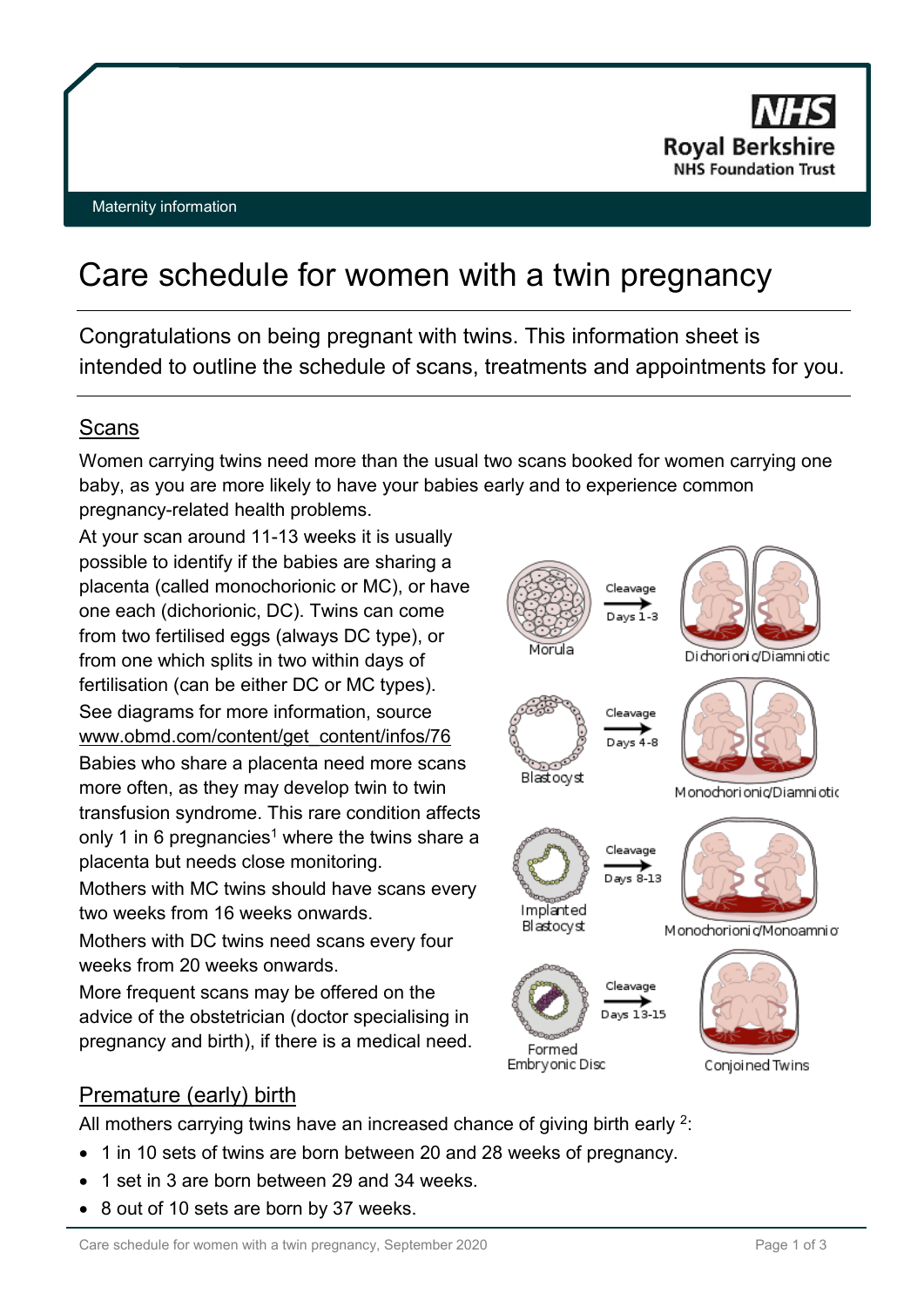NHS

Royal Berkshire

NHS Foundation Trust

Maternity information

# Care schedule for women with a twin pregnancy

Congratulations on being pregnant with twins. This information sheet is intended to outline the schedule of scans, treatments and appointments for you.

## Scans

Women carrying twins need more than the usual two scans booked for women carrying one baby, as you are more likely to have your babies early and to experience common pregnancy-related health problems.

At your scan around 11-13 weeks it is usually possible to identify if the babies are sharing a placenta (called monochorionic or MC), or have one each (dichorionic, DC). Twins can come from two fertilised eggs (always DC type), or from one which splits in two within days of fertilisation (can be either DC or MC types).

See diagrams for more information, source www.obmd.com/content/get_content/infos/76

Babies who share a placenta need more scans more often, as they may develop twin to twin transfusion syndrome. This rare condition affects only 1 in 6 pregnancies[1] where the twins share a placenta but needs close monitoring.

Mothers with MC twins should have scans every two weeks from 16 weeks onwards.

Mothers with DC twins need scans every four weeks from 20 weeks onwards.

More frequent scans may be offered on the advice of the obstetrician (doctor specialising in pregnancy and birth), if there is a medical need.

Morula → Cleavage Days 1-3 → Dichorionic/Diamniotic

Blastocyst → Cleavage Days 4-8 → Monochorionic/Diamniotic

Implanted Blastocyst → Cleavage Days 8-13 → Monochorionic/Monoamniotic

Formed Embryonic Disc → Cleavage Days 13-15 → Conjoined Twins

## Premature (early) birth

All mothers carrying twins have an increased chance of giving birth early [2]:

- 1 in 10 sets of twins are born between 20 and 28 weeks of pregnancy.
- 1 set in 3 are born between 29 and 34 weeks.
- 8 out of 10 sets are born by 37 weeks.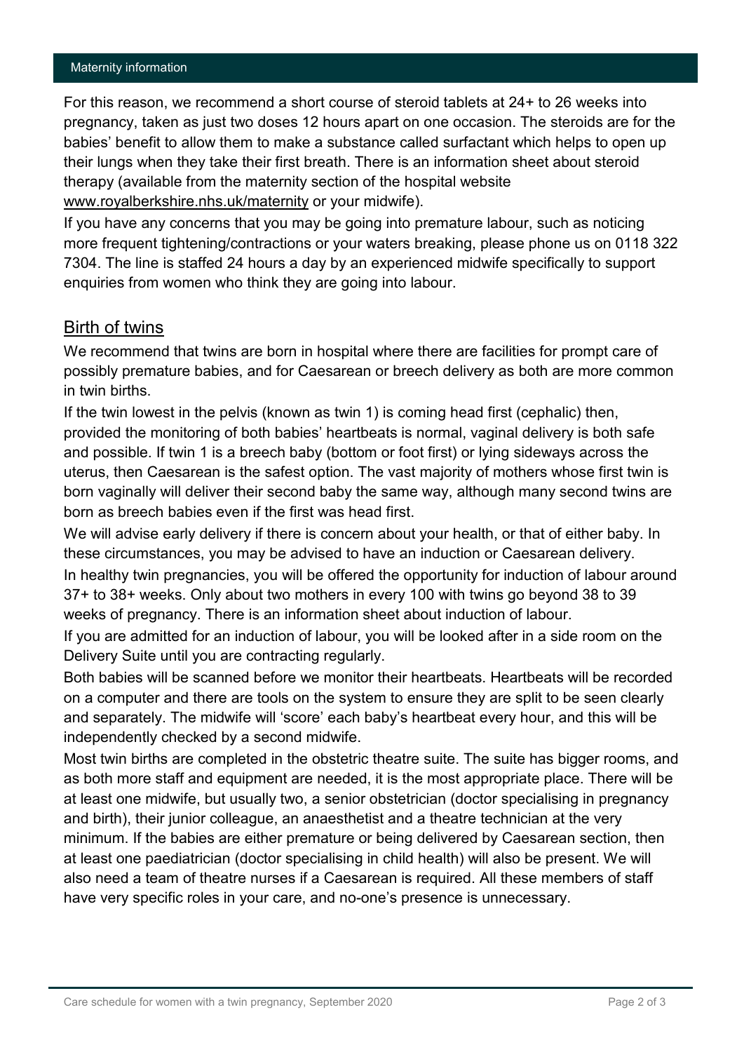For this reason, we recommend a short course of steroid tablets at 24+ to 26 weeks into pregnancy, taken as just two doses 12 hours apart on one occasion. The steroids are for the babies' benefit to allow them to make a substance called surfactant which helps to open up their lungs when they take their first breath. There is an information sheet about steroid therapy (available from the maternity section of the hospital website www.royalberkshire.nhs.uk/maternity or your midwife).

If you have any concerns that you may be going into premature labour, such as noticing more frequent tightening/contractions or your waters breaking, please phone us on 0118 322 7304. The line is staffed 24 hours a day by an experienced midwife specifically to support enquiries from women who think they are going into labour.

## Birth of twins

We recommend that twins are born in hospital where there are facilities for prompt care of possibly premature babies, and for Caesarean or breech delivery as both are more common in twin births.

If the twin lowest in the pelvis (known as twin 1) is coming head first (cephalic) then, provided the monitoring of both babies' heartbeats is normal, vaginal delivery is both safe and possible. If twin 1 is a breech baby (bottom or foot first) or lying sideways across the uterus, then Caesarean is the safest option. The vast majority of mothers whose first twin is born vaginally will deliver their second baby the same way, although many second twins are born as breech babies even if the first was head first.

We will advise early delivery if there is concern about your health, or that of either baby. In these circumstances, you may be advised to have an induction or Caesarean delivery.

In healthy twin pregnancies, you will be offered the opportunity for induction of labour around 37+ to 38+ weeks. Only about two mothers in every 100 with twins go beyond 38 to 39 weeks of pregnancy. There is an information sheet about induction of labour.

If you are admitted for an induction of labour, you will be looked after in a side room on the Delivery Suite until you are contracting regularly.

Both babies will be scanned before we monitor their heartbeats. Heartbeats will be recorded on a computer and there are tools on the system to ensure they are split to be seen clearly and separately. The midwife will 'score' each baby's heartbeat every hour, and this will be independently checked by a second midwife.

Most twin births are completed in the obstetric theatre suite. The suite has bigger rooms, and as both more staff and equipment are needed, it is the most appropriate place. There will be at least one midwife, but usually two, a senior obstetrician (doctor specialising in pregnancy and birth), their junior colleague, an anaesthetist and a theatre technician at the very minimum. If the babies are either premature or being delivered by Caesarean section, then at least one paediatrician (doctor specialising in child health) will also be present. We will also need a team of theatre nurses if a Caesarean is required. All these members of staff have very specific roles in your care, and no-one's presence is unnecessary.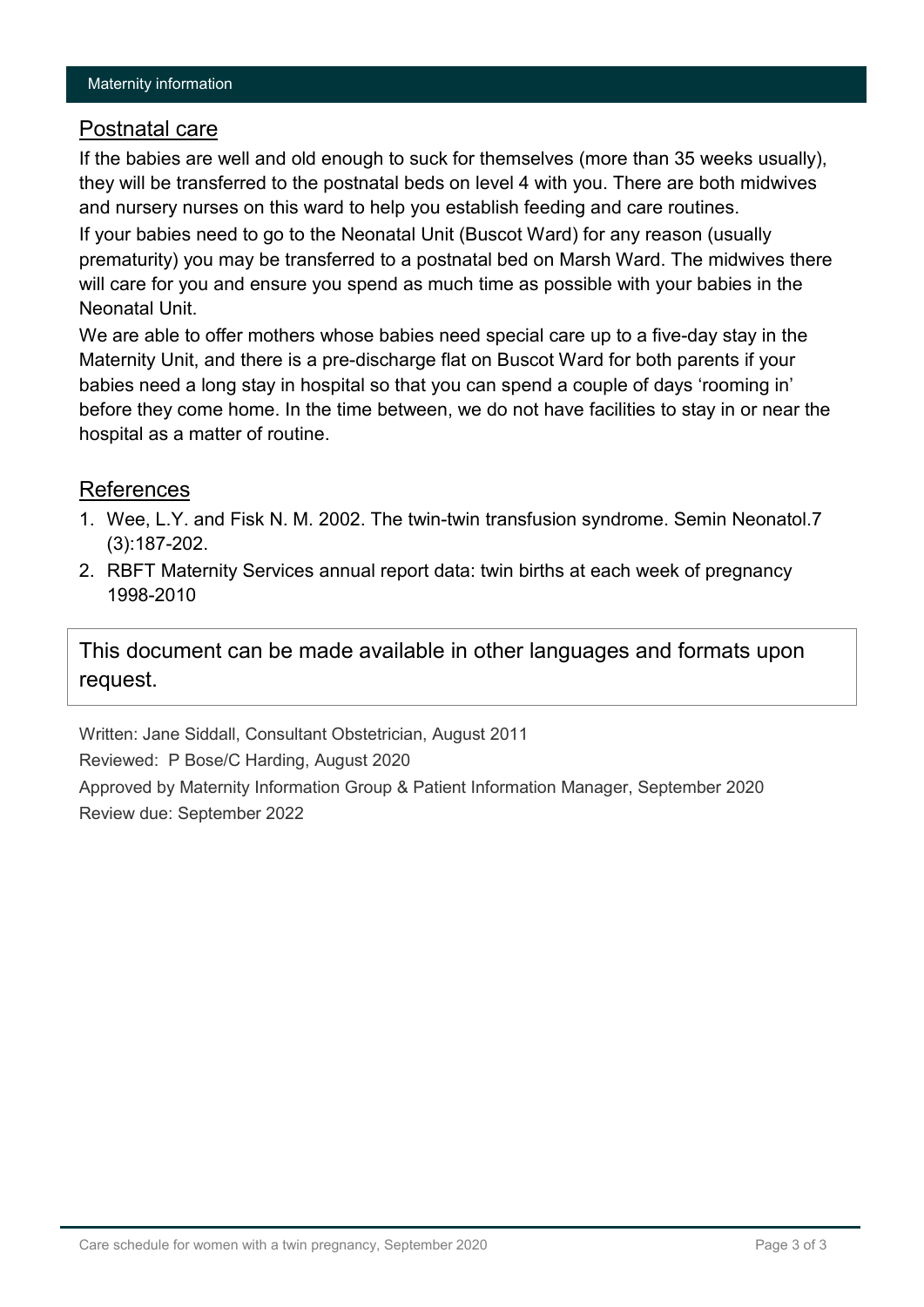## Postnatal care

If the babies are well and old enough to suck for themselves (more than 35 weeks usually), they will be transferred to the postnatal beds on level 4 with you. There are both midwives and nursery nurses on this ward to help you establish feeding and care routines.

If your babies need to go to the Neonatal Unit (Buscot Ward) for any reason (usually prematurity) you may be transferred to a postnatal bed on Marsh Ward. The midwives there will care for you and ensure you spend as much time as possible with your babies in the Neonatal Unit.

We are able to offer mothers whose babies need special care up to a five-day stay in the Maternity Unit, and there is a pre-discharge flat on Buscot Ward for both parents if your babies need a long stay in hospital so that you can spend a couple of days 'rooming in' before they come home. In the time between, we do not have facilities to stay in or near the hospital as a matter of routine.

## References

1. Wee, L.Y. and Fisk N. M. 2002. The twin-twin transfusion syndrome. Semin Neonatol.7 (3):187-202.
2. RBFT Maternity Services annual report data: twin births at each week of pregnancy 1998-2010

This document can be made available in other languages and formats upon request.

Written: Jane Siddall, Consultant Obstetrician, August 2011

Reviewed: P Bose/C Harding, August 2020

Approved by Maternity Information Group & Patient Information Manager, September 2020

Review due: September 2022